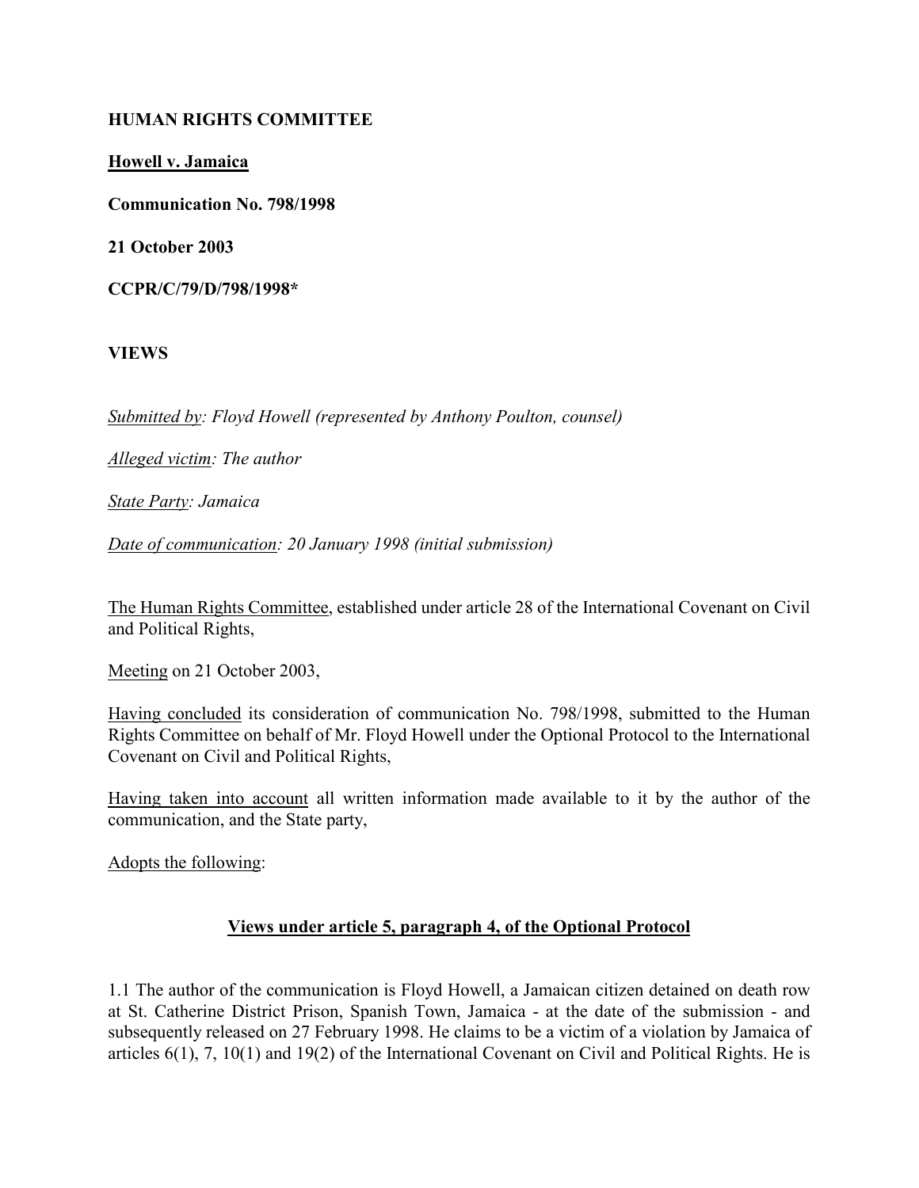**HUMAN RIGHTS COMMITTEE**

**Howell v. Jamaica**

**Communication No. 798/1998**

**21 October 2003**

**CCPR/C/79/D/798/1998***

**VIEWS**

*Submitted by: Floyd Howell (represented by Anthony Poulton, counsel)*

*Alleged victim: The author*

*State Party: Jamaica*

*Date of communication: 20 January 1998 (initial submission)*

The Human Rights Committee, established under article 28 of the International Covenant on Civil and Political Rights,

Meeting on 21 October 2003,

Having concluded its consideration of communication No. 798/1998, submitted to the Human Rights Committee on behalf of Mr. Floyd Howell under the Optional Protocol to the International Covenant on Civil and Political Rights,

Having taken into account all written information made available to it by the author of the communication, and the State party,

Adopts the following:

## Views under article 5, paragraph 4, of the Optional Protocol

1.1 The author of the communication is Floyd Howell, a Jamaican citizen detained on death row at St. Catherine District Prison, Spanish Town, Jamaica - at the date of the submission - and subsequently released on 27 February 1998. He claims to be a victim of a violation by Jamaica of articles 6(1), 7, 10(1) and 19(2) of the International Covenant on Civil and Political Rights. He is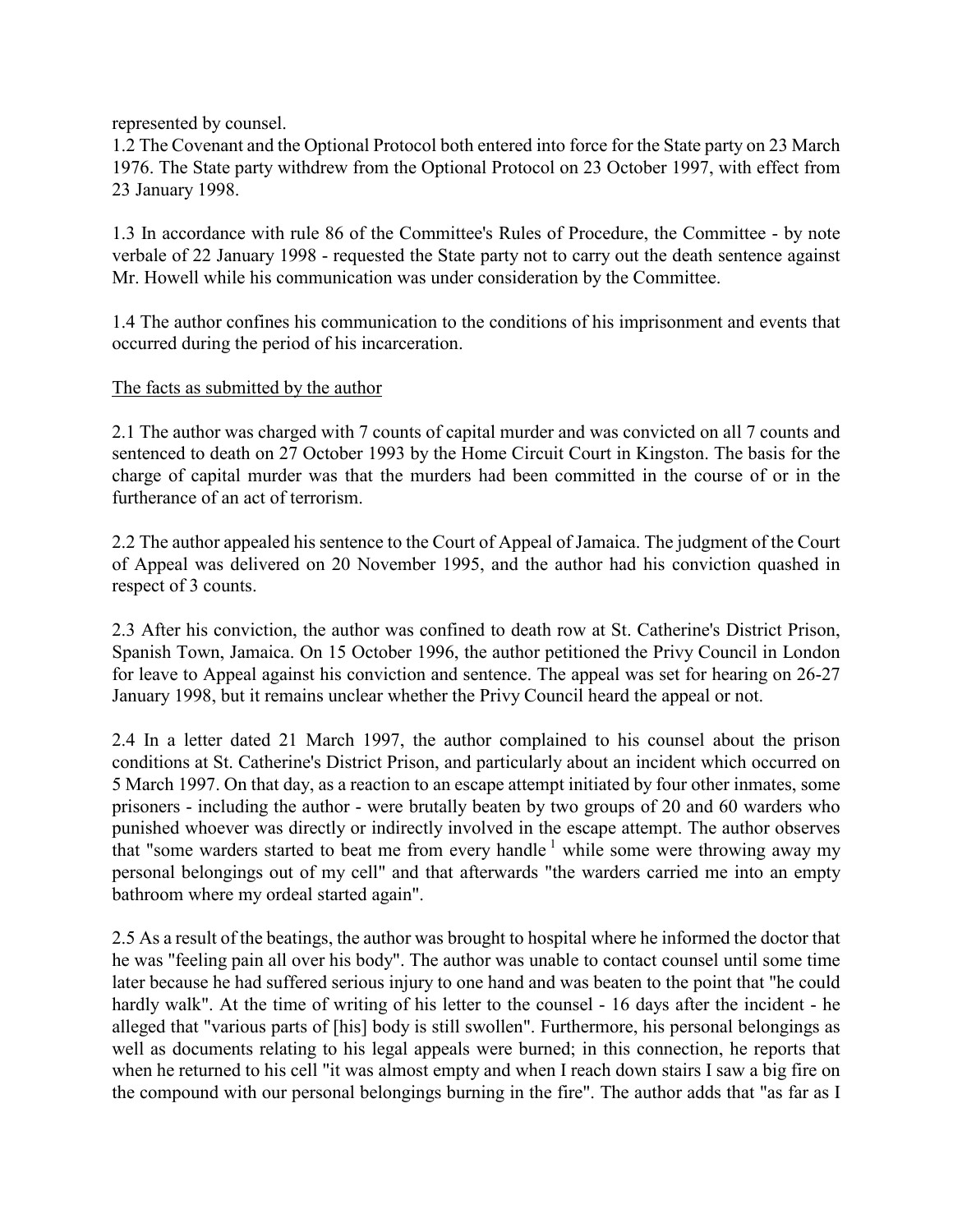represented by counsel.

1.2 The Covenant and the Optional Protocol both entered into force for the State party on 23 March 1976. The State party withdrew from the Optional Protocol on 23 October 1997, with effect from 23 January 1998.

1.3 In accordance with rule 86 of the Committee's Rules of Procedure, the Committee - by note verbale of 22 January 1998 - requested the State party not to carry out the death sentence against Mr. Howell while his communication was under consideration by the Committee.

1.4 The author confines his communication to the conditions of his imprisonment and events that occurred during the period of his incarceration.

The facts as submitted by the author

2.1 The author was charged with 7 counts of capital murder and was convicted on all 7 counts and sentenced to death on 27 October 1993 by the Home Circuit Court in Kingston. The basis for the charge of capital murder was that the murders had been committed in the course of or in the furtherance of an act of terrorism.

2.2 The author appealed his sentence to the Court of Appeal of Jamaica. The judgment of the Court of Appeal was delivered on 20 November 1995, and the author had his conviction quashed in respect of 3 counts.

2.3 After his conviction, the author was confined to death row at St. Catherine's District Prison, Spanish Town, Jamaica. On 15 October 1996, the author petitioned the Privy Council in London for leave to Appeal against his conviction and sentence. The appeal was set for hearing on 26-27 January 1998, but it remains unclear whether the Privy Council heard the appeal or not.

2.4 In a letter dated 21 March 1997, the author complained to his counsel about the prison conditions at St. Catherine's District Prison, and particularly about an incident which occurred on 5 March 1997. On that day, as a reaction to an escape attempt initiated by four other inmates, some prisoners - including the author - were brutally beaten by two groups of 20 and 60 warders who punished whoever was directly or indirectly involved in the escape attempt. The author observes that "some warders started to beat me from every handle [1] while some were throwing away my personal belongings out of my cell" and that afterwards "the warders carried me into an empty bathroom where my ordeal started again".

2.5 As a result of the beatings, the author was brought to hospital where he informed the doctor that he was "feeling pain all over his body". The author was unable to contact counsel until some time later because he had suffered serious injury to one hand and was beaten to the point that "he could hardly walk". At the time of writing of his letter to the counsel - 16 days after the incident - he alleged that "various parts of [his] body is still swollen". Furthermore, his personal belongings as well as documents relating to his legal appeals were burned; in this connection, he reports that when he returned to his cell "it was almost empty and when I reach down stairs I saw a big fire on the compound with our personal belongings burning in the fire". The author adds that "as far as I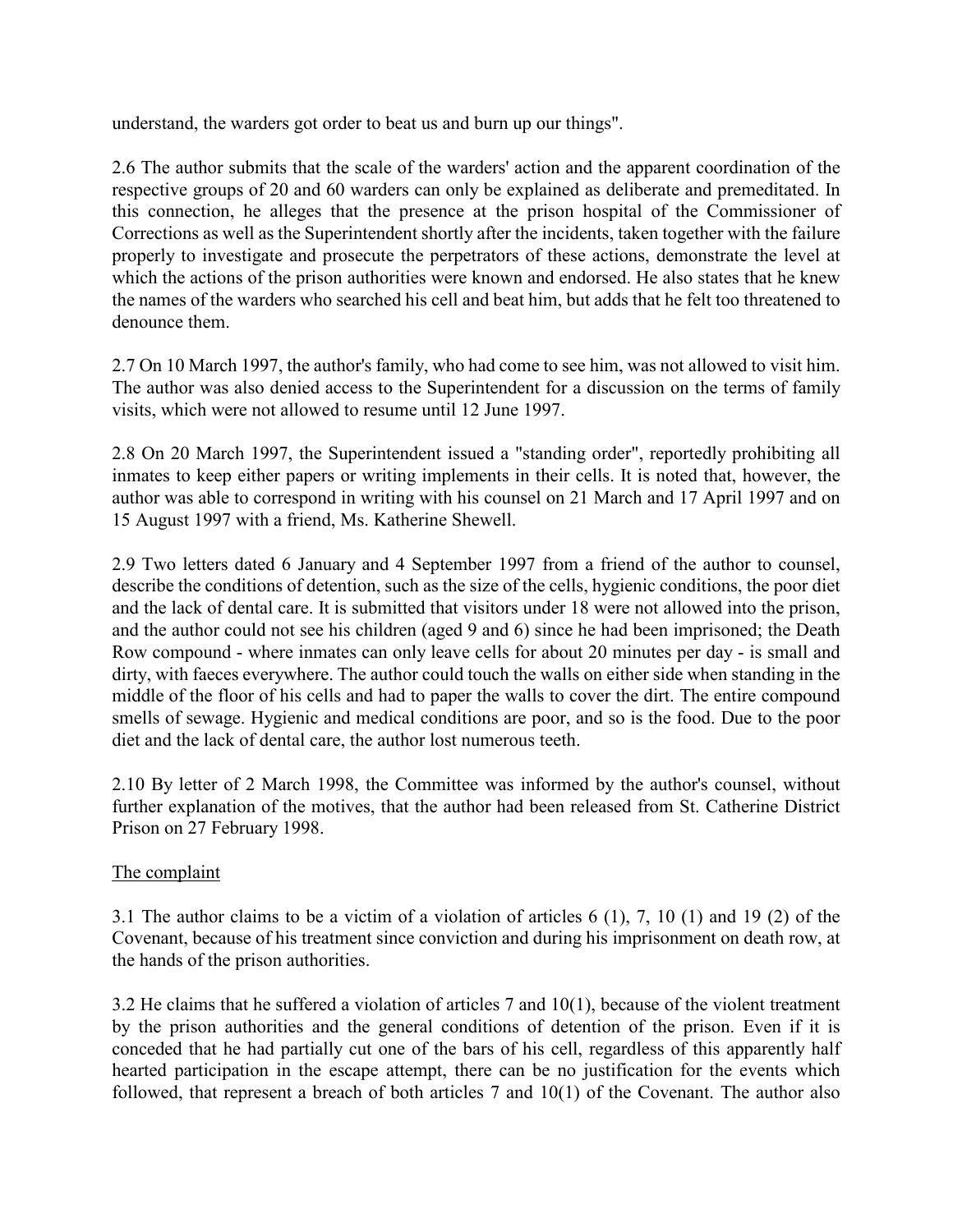understand, the warders got order to beat us and burn up our things".

2.6 The author submits that the scale of the warders' action and the apparent coordination of the respective groups of 20 and 60 warders can only be explained as deliberate and premeditated. In this connection, he alleges that the presence at the prison hospital of the Commissioner of Corrections as well as the Superintendent shortly after the incidents, taken together with the failure properly to investigate and prosecute the perpetrators of these actions, demonstrate the level at which the actions of the prison authorities were known and endorsed. He also states that he knew the names of the warders who searched his cell and beat him, but adds that he felt too threatened to denounce them.

2.7 On 10 March 1997, the author's family, who had come to see him, was not allowed to visit him. The author was also denied access to the Superintendent for a discussion on the terms of family visits, which were not allowed to resume until 12 June 1997.

2.8 On 20 March 1997, the Superintendent issued a "standing order", reportedly prohibiting all inmates to keep either papers or writing implements in their cells. It is noted that, however, the author was able to correspond in writing with his counsel on 21 March and 17 April 1997 and on 15 August 1997 with a friend, Ms. Katherine Shewell.

2.9 Two letters dated 6 January and 4 September 1997 from a friend of the author to counsel, describe the conditions of detention, such as the size of the cells, hygienic conditions, the poor diet and the lack of dental care. It is submitted that visitors under 18 were not allowed into the prison, and the author could not see his children (aged 9 and 6) since he had been imprisoned; the Death Row compound - where inmates can only leave cells for about 20 minutes per day - is small and dirty, with faeces everywhere. The author could touch the walls on either side when standing in the middle of the floor of his cells and had to paper the walls to cover the dirt. The entire compound smells of sewage. Hygienic and medical conditions are poor, and so is the food. Due to the poor diet and the lack of dental care, the author lost numerous teeth.

2.10 By letter of 2 March 1998, the Committee was informed by the author's counsel, without further explanation of the motives, that the author had been released from St. Catherine District Prison on 27 February 1998.

## The complaint

3.1 The author claims to be a victim of a violation of articles 6 (1), 7, 10 (1) and 19 (2) of the Covenant, because of his treatment since conviction and during his imprisonment on death row, at the hands of the prison authorities.

3.2 He claims that he suffered a violation of articles 7 and 10(1), because of the violent treatment by the prison authorities and the general conditions of detention of the prison. Even if it is conceded that he had partially cut one of the bars of his cell, regardless of this apparently half hearted participation in the escape attempt, there can be no justification for the events which followed, that represent a breach of both articles 7 and 10(1) of the Covenant. The author also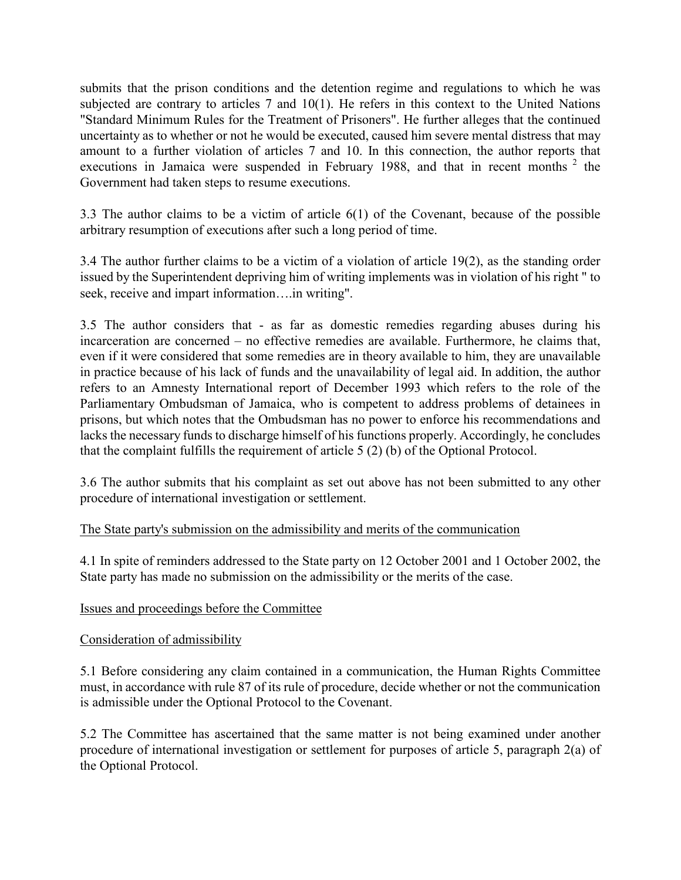submits that the prison conditions and the detention regime and regulations to which he was subjected are contrary to articles 7 and 10(1). He refers in this context to the United Nations "Standard Minimum Rules for the Treatment of Prisoners". He further alleges that the continued uncertainty as to whether or not he would be executed, caused him severe mental distress that may amount to a further violation of articles 7 and 10. In this connection, the author reports that executions in Jamaica were suspended in February 1988, and that in recent months [2] the Government had taken steps to resume executions.

3.3 The author claims to be a victim of article 6(1) of the Covenant, because of the possible arbitrary resumption of executions after such a long period of time.

3.4 The author further claims to be a victim of a violation of article 19(2), as the standing order issued by the Superintendent depriving him of writing implements was in violation of his right " to seek, receive and impart information….in writing".

3.5 The author considers that - as far as domestic remedies regarding abuses during his incarceration are concerned – no effective remedies are available. Furthermore, he claims that, even if it were considered that some remedies are in theory available to him, they are unavailable in practice because of his lack of funds and the unavailability of legal aid. In addition, the author refers to an Amnesty International report of December 1993 which refers to the role of the Parliamentary Ombudsman of Jamaica, who is competent to address problems of detainees in prisons, but which notes that the Ombudsman has no power to enforce his recommendations and lacks the necessary funds to discharge himself of his functions properly. Accordingly, he concludes that the complaint fulfills the requirement of article 5 (2) (b) of the Optional Protocol.

3.6 The author submits that his complaint as set out above has not been submitted to any other procedure of international investigation or settlement.

<u>The State party's submission on the admissibility and merits of the communication</u>

4.1 In spite of reminders addressed to the State party on 12 October 2001 and 1 October 2002, the State party has made no submission on the admissibility or the merits of the case.

<u>Issues and proceedings before the Committee</u>

<u>Consideration of admissibility</u>

5.1 Before considering any claim contained in a communication, the Human Rights Committee must, in accordance with rule 87 of its rule of procedure, decide whether or not the communication is admissible under the Optional Protocol to the Covenant.

5.2 The Committee has ascertained that the same matter is not being examined under another procedure of international investigation or settlement for purposes of article 5, paragraph 2(a) of the Optional Protocol.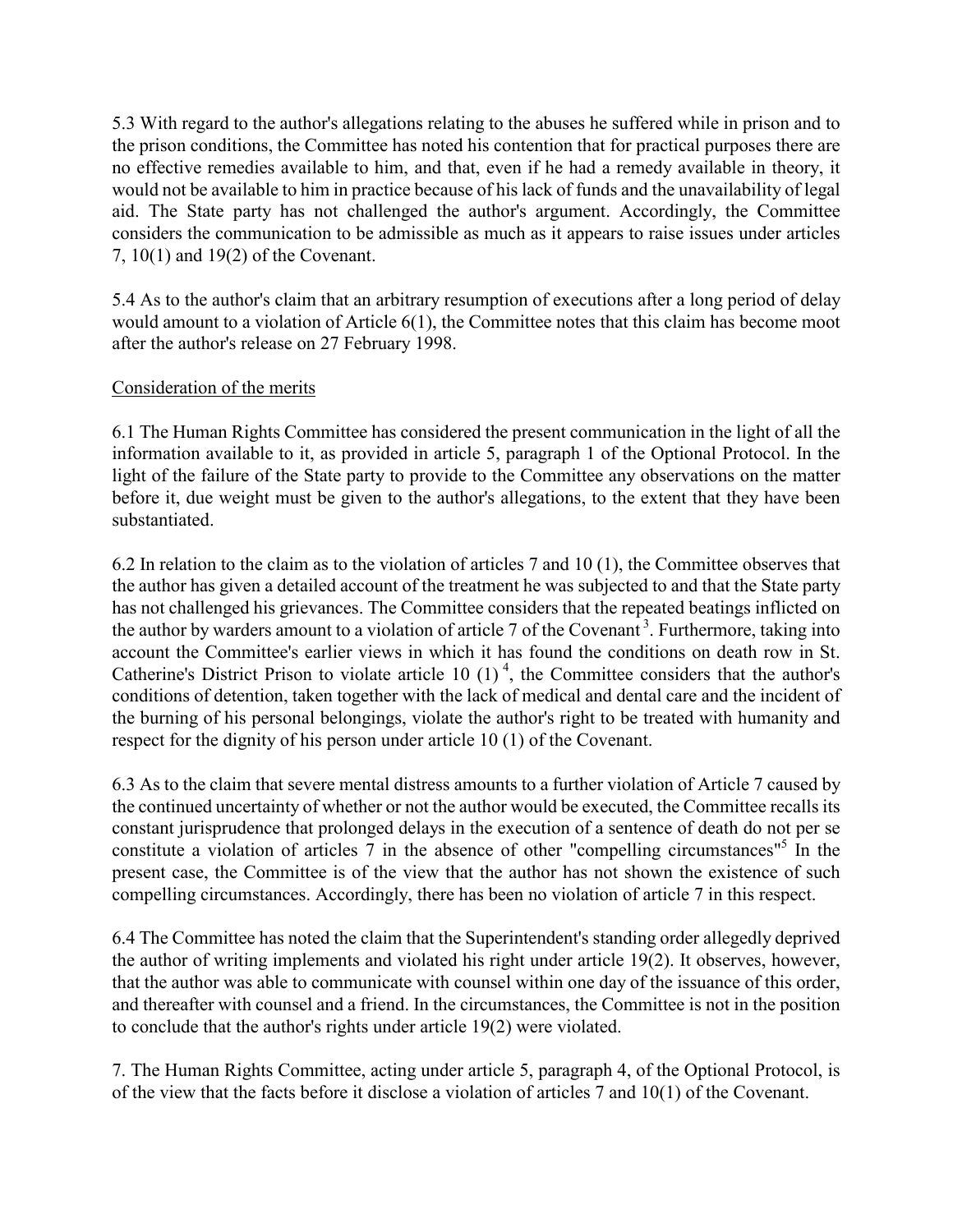5.3 With regard to the author's allegations relating to the abuses he suffered while in prison and to the prison conditions, the Committee has noted his contention that for practical purposes there are no effective remedies available to him, and that, even if he had a remedy available in theory, it would not be available to him in practice because of his lack of funds and the unavailability of legal aid. The State party has not challenged the author's argument. Accordingly, the Committee considers the communication to be admissible as much as it appears to raise issues under articles 7, 10(1) and 19(2) of the Covenant.

5.4 As to the author's claim that an arbitrary resumption of executions after a long period of delay would amount to a violation of Article 6(1), the Committee notes that this claim has become moot after the author's release on 27 February 1998.

Consideration of the merits

6.1 The Human Rights Committee has considered the present communication in the light of all the information available to it, as provided in article 5, paragraph 1 of the Optional Protocol. In the light of the failure of the State party to provide to the Committee any observations on the matter before it, due weight must be given to the author's allegations, to the extent that they have been substantiated.

6.2 In relation to the claim as to the violation of articles 7 and 10 (1), the Committee observes that the author has given a detailed account of the treatment he was subjected to and that the State party has not challenged his grievances. The Committee considers that the repeated beatings inflicted on the author by warders amount to a violation of article 7 of the Covenant [3]. Furthermore, taking into account the Committee's earlier views in which it has found the conditions on death row in St. Catherine's District Prison to violate article 10 (1) [4], the Committee considers that the author's conditions of detention, taken together with the lack of medical and dental care and the incident of the burning of his personal belongings, violate the author's right to be treated with humanity and respect for the dignity of his person under article 10 (1) of the Covenant.

6.3 As to the claim that severe mental distress amounts to a further violation of Article 7 caused by the continued uncertainty of whether or not the author would be executed, the Committee recalls its constant jurisprudence that prolonged delays in the execution of a sentence of death do not per se constitute a violation of articles 7 in the absence of other "compelling circumstances"[5] In the present case, the Committee is of the view that the author has not shown the existence of such compelling circumstances. Accordingly, there has been no violation of article 7 in this respect.

6.4 The Committee has noted the claim that the Superintendent's standing order allegedly deprived the author of writing implements and violated his right under article 19(2). It observes, however, that the author was able to communicate with counsel within one day of the issuance of this order, and thereafter with counsel and a friend. In the circumstances, the Committee is not in the position to conclude that the author's rights under article 19(2) were violated.

7. The Human Rights Committee, acting under article 5, paragraph 4, of the Optional Protocol, is of the view that the facts before it disclose a violation of articles 7 and 10(1) of the Covenant.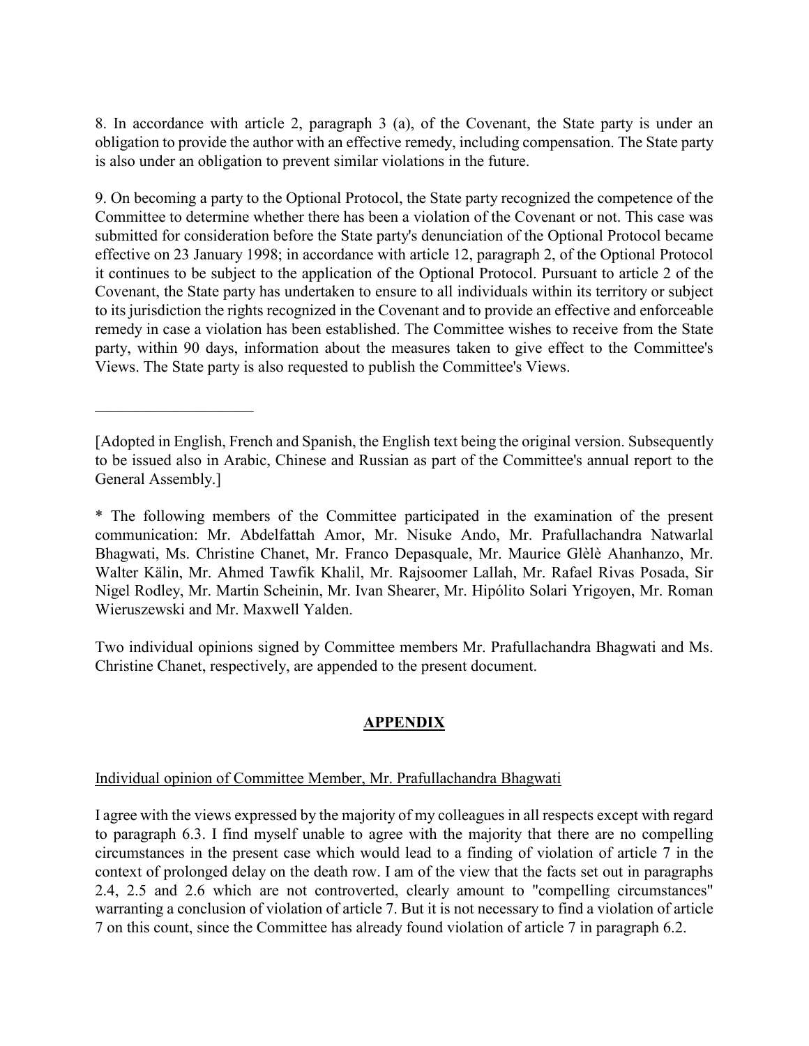8. In accordance with article 2, paragraph 3 (a), of the Covenant, the State party is under an obligation to provide the author with an effective remedy, including compensation. The State party is also under an obligation to prevent similar violations in the future.

9. On becoming a party to the Optional Protocol, the State party recognized the competence of the Committee to determine whether there has been a violation of the Covenant or not. This case was submitted for consideration before the State party's denunciation of the Optional Protocol became effective on 23 January 1998; in accordance with article 12, paragraph 2, of the Optional Protocol it continues to be subject to the application of the Optional Protocol. Pursuant to article 2 of the Covenant, the State party has undertaken to ensure to all individuals within its territory or subject to its jurisdiction the rights recognized in the Covenant and to provide an effective and enforceable remedy in case a violation has been established. The Committee wishes to receive from the State party, within 90 days, information about the measures taken to give effect to the Committee's Views. The State party is also requested to publish the Committee's Views.

---

[Adopted in English, French and Spanish, the English text being the original version. Subsequently to be issued also in Arabic, Chinese and Russian as part of the Committee's annual report to the General Assembly.]

* The following members of the Committee participated in the examination of the present communication: Mr. Abdelfattah Amor, Mr. Nisuke Ando, Mr. Prafullachandra Natwarlal Bhagwati, Ms. Christine Chanet, Mr. Franco Depasquale, Mr. Maurice Glèlè Ahanhanzo, Mr. Walter Kälin, Mr. Ahmed Tawfik Khalil, Mr. Rajsoomer Lallah, Mr. Rafael Rivas Posada, Sir Nigel Rodley, Mr. Martin Scheinin, Mr. Ivan Shearer, Mr. Hipólito Solari Yrigoyen, Mr. Roman Wieruszewski and Mr. Maxwell Yalden.

Two individual opinions signed by Committee members Mr. Prafullachandra Bhagwati and Ms. Christine Chanet, respectively, are appended to the present document.

## APPENDIX

Individual opinion of Committee Member, Mr. Prafullachandra Bhagwati

I agree with the views expressed by the majority of my colleagues in all respects except with regard to paragraph 6.3. I find myself unable to agree with the majority that there are no compelling circumstances in the present case which would lead to a finding of violation of article 7 in the context of prolonged delay on the death row. I am of the view that the facts set out in paragraphs 2.4, 2.5 and 2.6 which are not controverted, clearly amount to "compelling circumstances" warranting a conclusion of violation of article 7. But it is not necessary to find a violation of article 7 on this count, since the Committee has already found violation of article 7 in paragraph 6.2.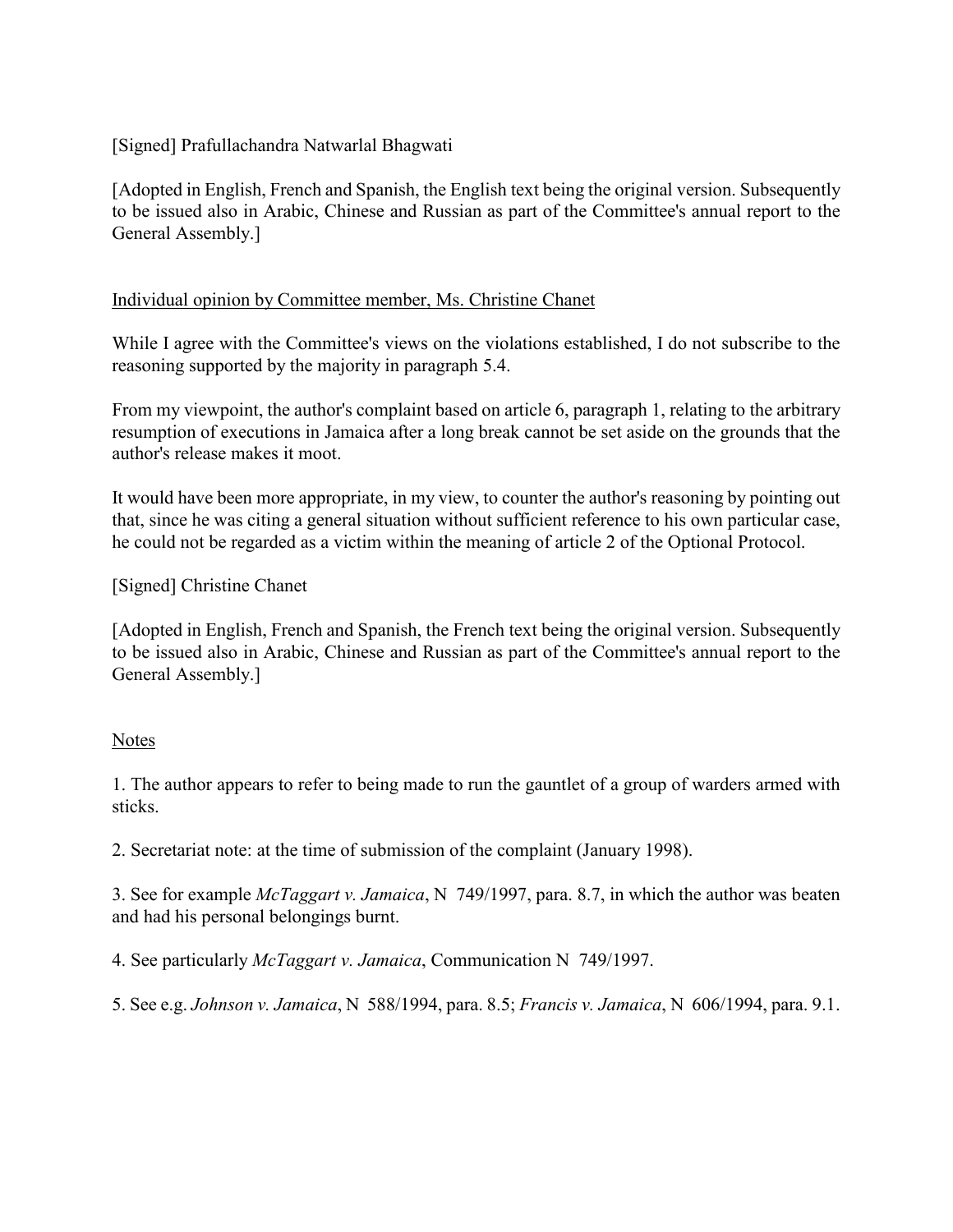[Signed] Prafullachandra Natwarlal Bhagwati

[Adopted in English, French and Spanish, the English text being the original version. Subsequently to be issued also in Arabic, Chinese and Russian as part of the Committee's annual report to the General Assembly.]

## Individual opinion by Committee member, Ms. Christine Chanet

While I agree with the Committee's views on the violations established, I do not subscribe to the reasoning supported by the majority in paragraph 5.4.

From my viewpoint, the author's complaint based on article 6, paragraph 1, relating to the arbitrary resumption of executions in Jamaica after a long break cannot be set aside on the grounds that the author's release makes it moot.

It would have been more appropriate, in my view, to counter the author's reasoning by pointing out that, since he was citing a general situation without sufficient reference to his own particular case, he could not be regarded as a victim within the meaning of article 2 of the Optional Protocol.

[Signed] Christine Chanet

[Adopted in English, French and Spanish, the French text being the original version. Subsequently to be issued also in Arabic, Chinese and Russian as part of the Committee's annual report to the General Assembly.]

## Notes

1. The author appears to refer to being made to run the gauntlet of a group of warders armed with sticks.

2. Secretariat note: at the time of submission of the complaint (January 1998).

3. See for example *McTaggart v. Jamaica*, N 749/1997, para. 8.7, in which the author was beaten and had his personal belongings burnt.

4. See particularly *McTaggart v. Jamaica*, Communication N 749/1997.

5. See e.g. *Johnson v. Jamaica*, N 588/1994, para. 8.5; *Francis v. Jamaica*, N 606/1994, para. 9.1.